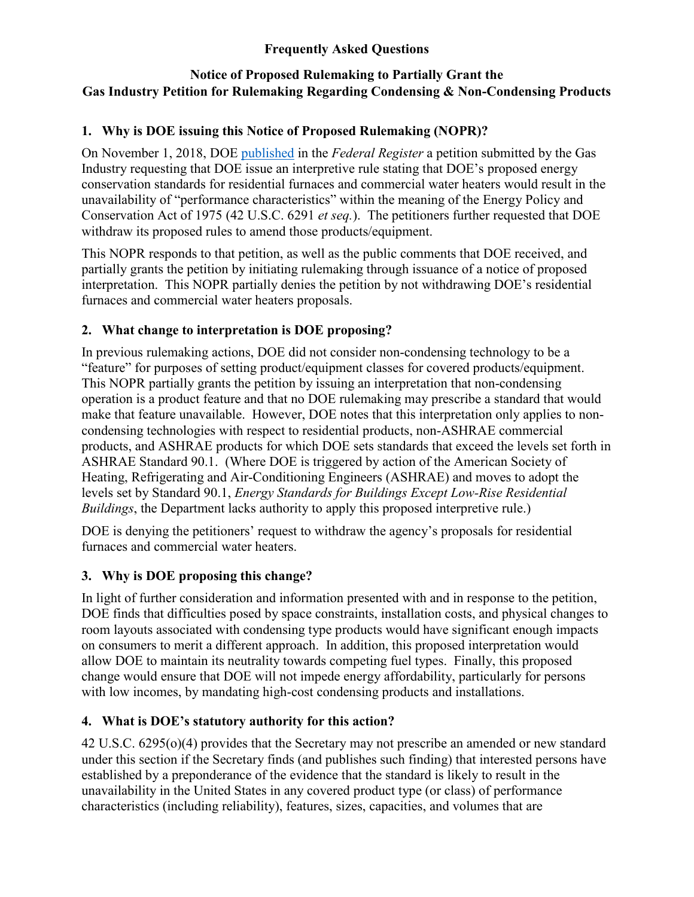# Frequently Asked Questions

## Notice of Proposed Rulemaking to Partially Grant the Gas Industry Petition for Rulemaking Regarding Condensing & Non-Condensing Products

### 1. Why is DOE issuing this Notice of Proposed Rulemaking (NOPR)?

On November 1, 2018, DOE published in the *Federal Register* a petition submitted by the Gas Industry requesting that DOE issue an interpretive rule stating that DOE's proposed energy conservation standards for residential furnaces and commercial water heaters would result in the unavailability of "performance characteristics" within the meaning of the Energy Policy and Conservation Act of 1975 (42 U.S.C. 6291 *et seq.*). The petitioners further requested that DOE withdraw its proposed rules to amend those products/equipment.

This NOPR responds to that petition, as well as the public comments that DOE received, and partially grants the petition by initiating rulemaking through issuance of a notice of proposed interpretation. This NOPR partially denies the petition by not withdrawing DOE's residential furnaces and commercial water heaters proposals.

### 2. What change to interpretation is DOE proposing?

In previous rulemaking actions, DOE did not consider non-condensing technology to be a "feature" for purposes of setting product/equipment classes for covered products/equipment. This NOPR partially grants the petition by issuing an interpretation that non-condensing operation is a product feature and that no DOE rulemaking may prescribe a standard that would make that feature unavailable. However, DOE notes that this interpretation only applies to non-condensing technologies with respect to residential products, non-ASHRAE commercial products, and ASHRAE products for which DOE sets standards that exceed the levels set forth in ASHRAE Standard 90.1. (Where DOE is triggered by action of the American Society of Heating, Refrigerating and Air-Conditioning Engineers (ASHRAE) and moves to adopt the levels set by Standard 90.1, *Energy Standards for Buildings Except Low-Rise Residential Buildings*, the Department lacks authority to apply this proposed interpretive rule.)

DOE is denying the petitioners' request to withdraw the agency's proposals for residential furnaces and commercial water heaters.

### 3. Why is DOE proposing this change?

In light of further consideration and information presented with and in response to the petition, DOE finds that difficulties posed by space constraints, installation costs, and physical changes to room layouts associated with condensing type products would have significant enough impacts on consumers to merit a different approach. In addition, this proposed interpretation would allow DOE to maintain its neutrality towards competing fuel types. Finally, this proposed change would ensure that DOE will not impede energy affordability, particularly for persons with low incomes, by mandating high-cost condensing products and installations.

### 4. What is DOE's statutory authority for this action?

42 U.S.C. 6295(o)(4) provides that the Secretary may not prescribe an amended or new standard under this section if the Secretary finds (and publishes such finding) that interested persons have established by a preponderance of the evidence that the standard is likely to result in the unavailability in the United States in any covered product type (or class) of performance characteristics (including reliability), features, sizes, capacities, and volumes that are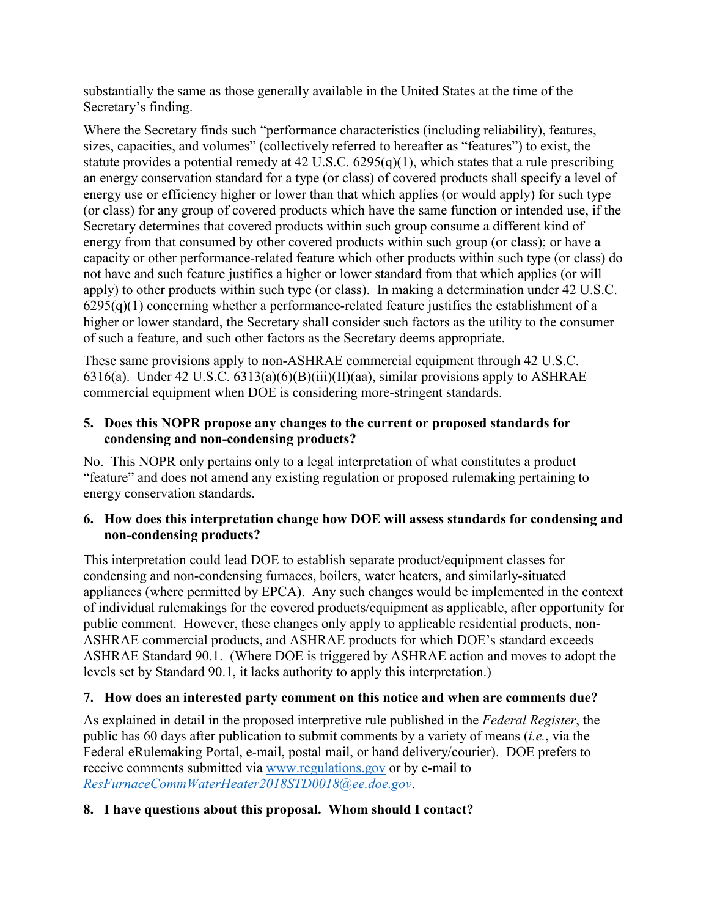substantially the same as those generally available in the United States at the time of the Secretary's finding.

Where the Secretary finds such "performance characteristics (including reliability), features, sizes, capacities, and volumes" (collectively referred to hereafter as "features") to exist, the statute provides a potential remedy at 42 U.S.C. 6295(q)(1), which states that a rule prescribing an energy conservation standard for a type (or class) of covered products shall specify a level of energy use or efficiency higher or lower than that which applies (or would apply) for such type (or class) for any group of covered products which have the same function or intended use, if the Secretary determines that covered products within such group consume a different kind of energy from that consumed by other covered products within such group (or class); or have a capacity or other performance-related feature which other products within such type (or class) do not have and such feature justifies a higher or lower standard from that which applies (or will apply) to other products within such type (or class). In making a determination under 42 U.S.C. 6295(q)(1) concerning whether a performance-related feature justifies the establishment of a higher or lower standard, the Secretary shall consider such factors as the utility to the consumer of such a feature, and such other factors as the Secretary deems appropriate.

These same provisions apply to non-ASHRAE commercial equipment through 42 U.S.C. 6316(a). Under 42 U.S.C. 6313(a)(6)(B)(iii)(II)(aa), similar provisions apply to ASHRAE commercial equipment when DOE is considering more-stringent standards.

**5. Does this NOPR propose any changes to the current or proposed standards for condensing and non-condensing products?**

No. This NOPR only pertains only to a legal interpretation of what constitutes a product "feature" and does not amend any existing regulation or proposed rulemaking pertaining to energy conservation standards.

**6. How does this interpretation change how DOE will assess standards for condensing and non-condensing products?**

This interpretation could lead DOE to establish separate product/equipment classes for condensing and non-condensing furnaces, boilers, water heaters, and similarly-situated appliances (where permitted by EPCA). Any such changes would be implemented in the context of individual rulemakings for the covered products/equipment as applicable, after opportunity for public comment. However, these changes only apply to applicable residential products, non-ASHRAE commercial products, and ASHRAE products for which DOE's standard exceeds ASHRAE Standard 90.1. (Where DOE is triggered by ASHRAE action and moves to adopt the levels set by Standard 90.1, it lacks authority to apply this interpretation.)

**7. How does an interested party comment on this notice and when are comments due?**

As explained in detail in the proposed interpretive rule published in the *Federal Register*, the public has 60 days after publication to submit comments by a variety of means (*i.e.*, via the Federal eRulemaking Portal, e-mail, postal mail, or hand delivery/courier). DOE prefers to receive comments submitted via www.regulations.gov or by e-mail to *ResFurnaceCommWaterHeater2018STD0018@ee.doe.gov*.

**8. I have questions about this proposal. Whom should I contact?**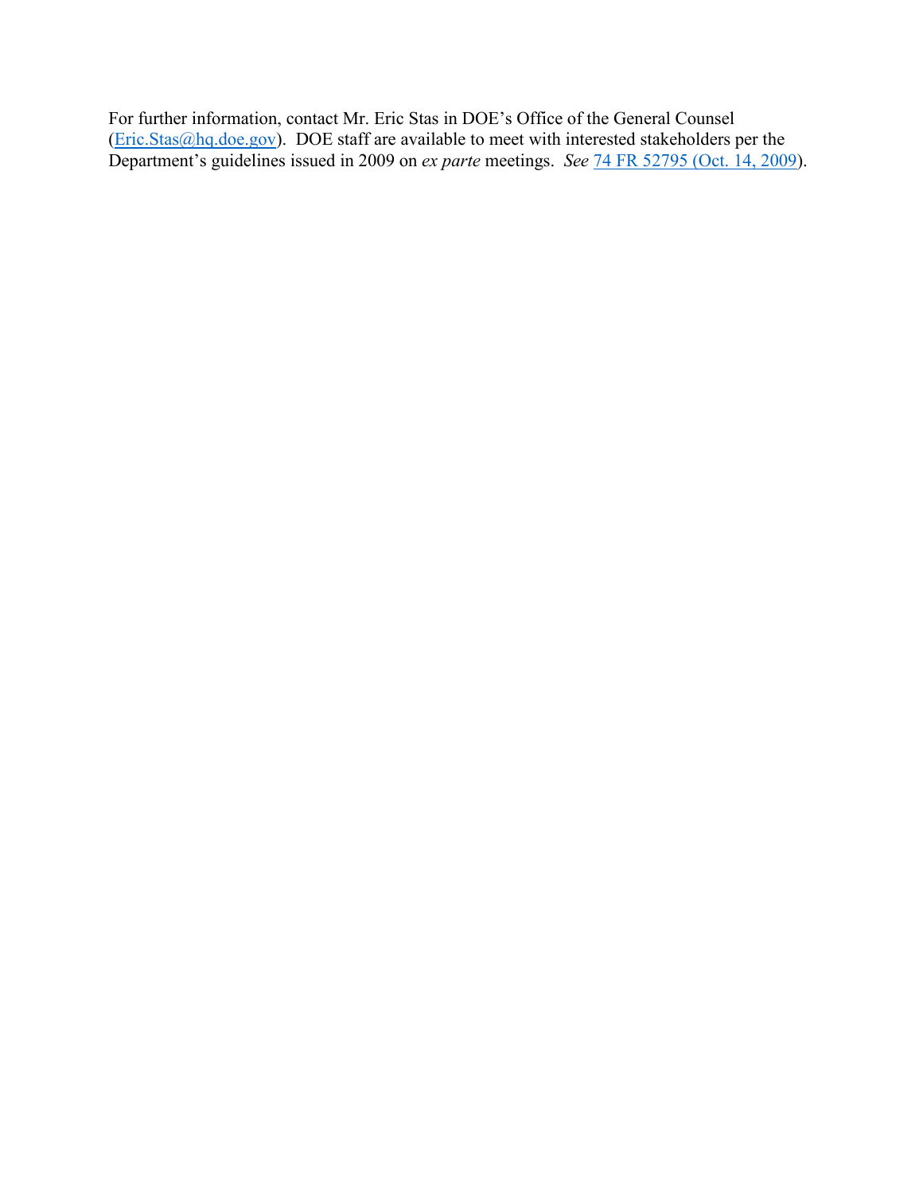For further information, contact Mr. Eric Stas in DOE's Office of the General Counsel (Eric.Stas@hq.doe.gov). DOE staff are available to meet with interested stakeholders per the Department's guidelines issued in 2009 on *ex parte* meetings. *See* 74 FR 52795 (Oct. 14, 2009).